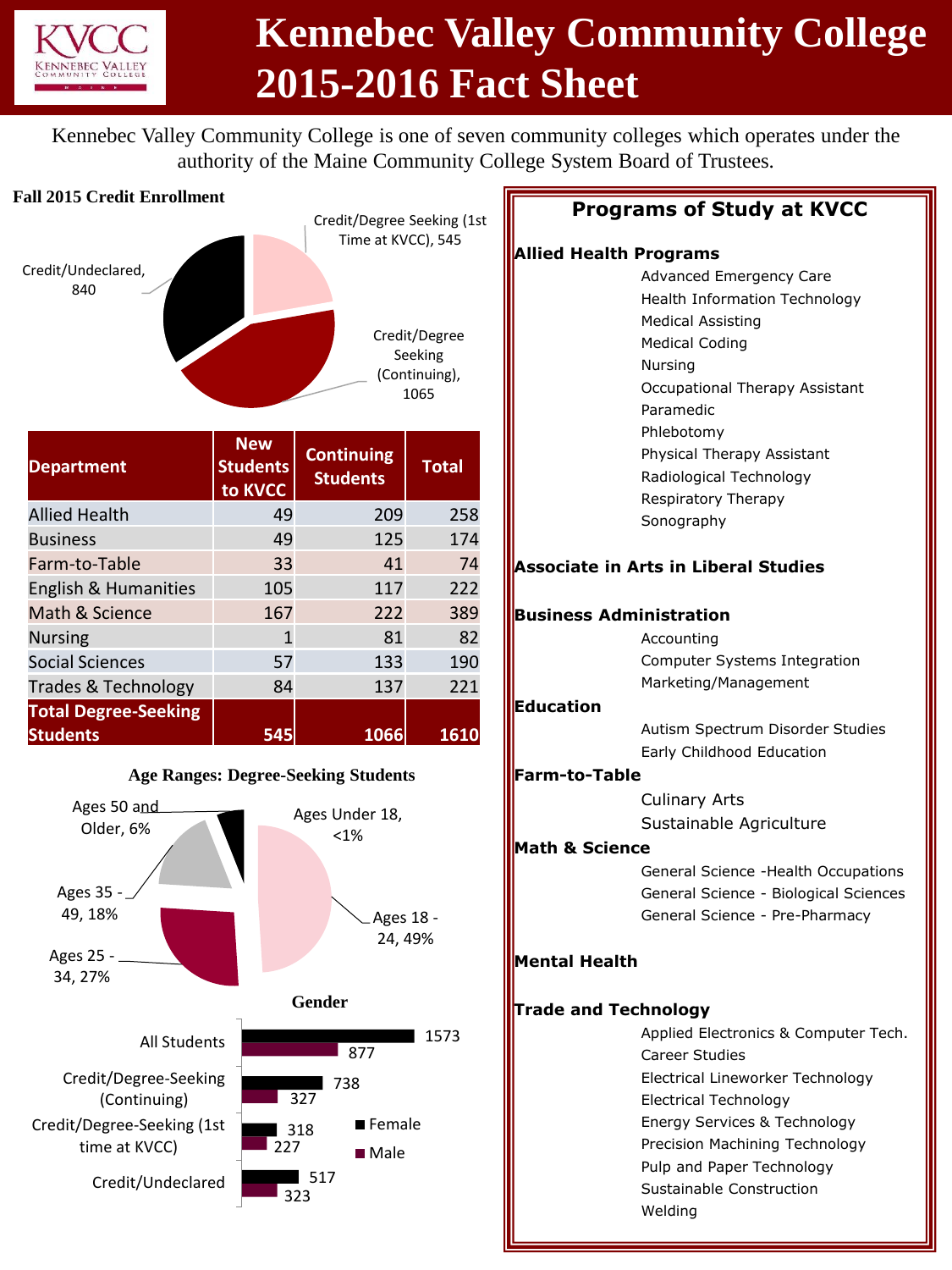# Kennebec Valley Community College 2015-2016 Fact Sheet

Kennebec Valley Community College is one of seven community colleges which operates under the authority of the Maine Community College System Board of Trustees.

## Fall 2015 Credit Enrollment

- Credit/Degree Seeking (1st Time at KVCC), 545
- Credit/Degree Seeking (Continuing), 1065
- Credit/Undeclared, 840

| Department | New Students to KVCC | Continuing Students | Total |
|---|---|---|---|
| Allied Health | 49 | 209 | 258 |
| Business | 49 | 125 | 174 |
| Farm-to-Table | 33 | 41 | 74 |
| English & Humanities | 105 | 117 | 222 |
| Math & Science | 167 | 222 | 389 |
| Nursing | 1 | 81 | 82 |
| Social Sciences | 57 | 133 | 190 |
| Trades & Technology | 84 | 137 | 221 |
| **Total Degree-Seeking Students** | **545** | **1066** | **1610** |

## Age Ranges: Degree-Seeking Students

- Ages Under 18, <1%
- Ages 18 - 24, 49%
- Ages 25 - 34, 27%
- Ages 35 - 49, 18%
- Ages 50 and Older, 6%

## Gender

| | Female | Male |
|---|---|---|
| All Students | 1573 | 877 |
| Credit/Degree-Seeking (Continuing) | 738 | 327 |
| Credit/Degree-Seeking (1st time at KVCC) | 318 | 227 |
| Credit/Undeclared | 517 | 323 |

## Programs of Study at KVCC

**Allied Health Programs**
- Advanced Emergency Care
- Health Information Technology
- Medical Assisting
- Medical Coding
- Nursing
- Occupational Therapy Assistant
- Paramedic
- Phlebotomy
- Physical Therapy Assistant
- Radiological Technology
- Respiratory Therapy
- Sonography

**Associate in Arts in Liberal Studies**

**Business Administration**
- Accounting
- Computer Systems Integration
- Marketing/Management

**Education**
- Autism Spectrum Disorder Studies
- Early Childhood Education

**Farm-to-Table**
- Culinary Arts
- Sustainable Agriculture

**Math & Science**
- General Science -Health Occupations
- General Science - Biological Sciences
- General Science - Pre-Pharmacy

**Mental Health**

**Trade and Technology**
- Applied Electronics & Computer Tech.
- Career Studies
- Electrical Lineworker Technology
- Electrical Technology
- Energy Services & Technology
- Precision Machining Technology
- Pulp and Paper Technology
- Sustainable Construction
- Welding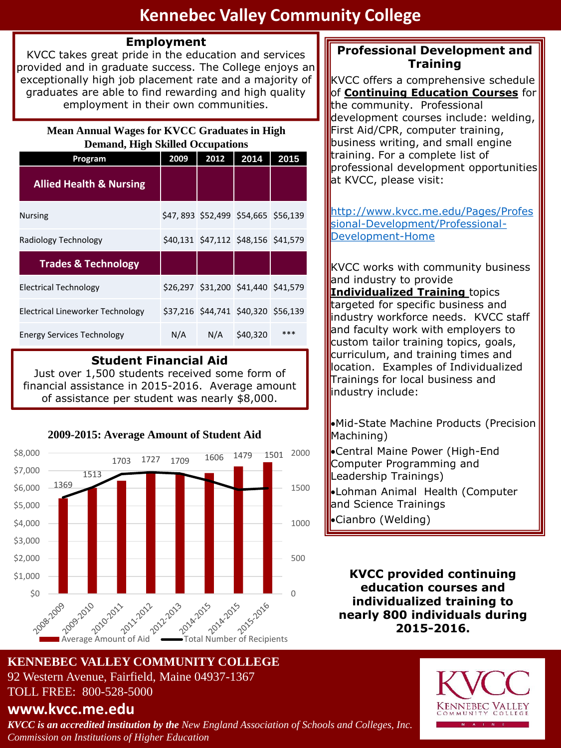# Kennebec Valley Community College

## Employment

KVCC takes great pride in the education and services provided and in graduate success. The College enjoys an exceptionally high job placement rate and a majority of graduates are able to find rewarding and high quality employment in their own communities.

**Mean Annual Wages for KVCC Graduates in High Demand, High Skilled Occupations**

| Program | 2009 | 2012 | 2014 | 2015 |
|---|---|---|---|---|
| **Allied Health & Nursing** | | | | |
| Nursing | $47, 893 | $52,499 | $54,665 | $56,139 |
| Radiology Technology | $40,131 | $47,112 | $48,156 | $41,579 |
| **Trades & Technology** | | | | |
| Electrical Technology | $26,297 | $31,200 | $41,440 | $41,579 |
| Electrical Lineworker Technology | $37,216 | $44,741 | $40,320 | $56,139 |
| Energy Services Technology | N/A | N/A | $40,320 | *** |

## Student Financial Aid

Just over 1,500 students received some form of financial assistance in 2015-2016. Average amount of assistance per student was nearly $8,000.

**2009-2015: Average Amount of Student Aid**

$8,000 $7,000 $6,000 $5,000 $4,000 $3,000 $2,000 $1,000 $0

2000 1500 1000 500 0

1369 1513 1703 1727 1709 1606 1479 1501

2008-2009 2009-2010 2010-2011 2011-2012 2012-2013 2014-2015 2014-2015 2015-2016

Average Amount of Aid — Total Number of Recipients

## Professional Development and Training

KVCC offers a comprehensive schedule of **Continuing Education Courses** for the community. Professional development courses include: welding, First Aid/CPR, computer training, business writing, and small engine training. For a complete list of professional development opportunities at KVCC, please visit:

http://www.kvcc.me.edu/Pages/Professional-Development/Professional-Development-Home

KVCC works with community business and industry to provide **Individualized Training** topics targeted for specific business and industry workforce needs. KVCC staff and faculty work with employers to custom tailor training topics, goals, curriculum, and training times and location. Examples of Individualized Trainings for local business and industry include:

- Mid-State Machine Products (Precision Machining)
- Central Maine Power (High-End Computer Programming and Leadership Trainings)
- Lohman Animal Health (Computer and Science Trainings
- Cianbro (Welding)

**KVCC provided continuing education courses and individualized training to nearly 800 individuals during 2015-2016.**

**KENNEBEC VALLEY COMMUNITY COLLEGE**
92 Western Avenue, Fairfield, Maine 04937-1367
TOLL FREE: 800-528-5000

**www.kvcc.me.edu**

***KVCC is an accredited institution by the*** *New England Association of Schools and Colleges, Inc. Commission on Institutions of Higher Education*

KVCC KENNEBEC VALLEY COMMUNITY COLLEGE MAINE